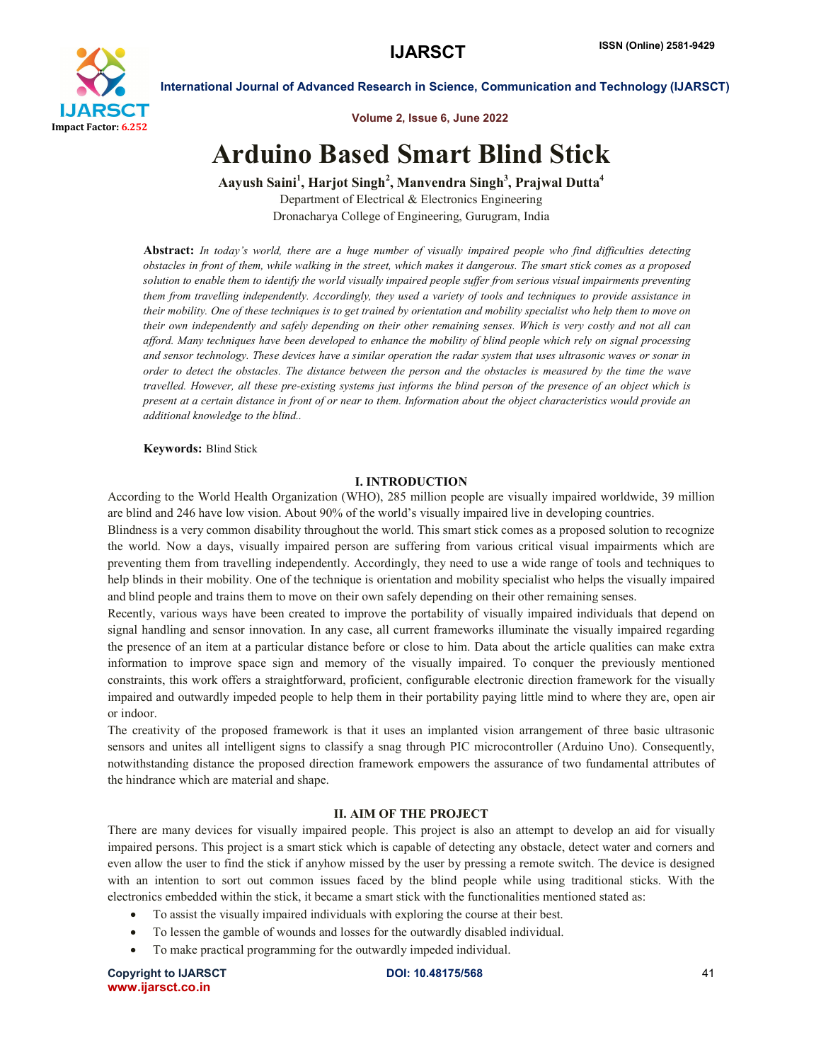# Arduino Based Smart Blind Stick

**Aayush Saini[1], Harjot Singh[2], Manvendra Singh[3], Prajwal Dutta[4]**

Department of Electrical & Electronics Engineering

Dronacharya College of Engineering, Gurugram, India

**Abstract:** *In today's world, there are a huge number of visually impaired people who find difficulties detecting obstacles in front of them, while walking in the street, which makes it dangerous. The smart stick comes as a proposed solution to enable them to identify the world visually impaired people suffer from serious visual impairments preventing them from travelling independently. Accordingly, they used a variety of tools and techniques to provide assistance in their mobility. One of these techniques is to get trained by orientation and mobility specialist who help them to move on their own independently and safely depending on their other remaining senses. Which is very costly and not all can afford. Many techniques have been developed to enhance the mobility of blind people which rely on signal processing and sensor technology. These devices have a similar operation the radar system that uses ultrasonic waves or sonar in order to detect the obstacles. The distance between the person and the obstacles is measured by the time the wave travelled. However, all these pre-existing systems just informs the blind person of the presence of an object which is present at a certain distance in front of or near to them. Information about the object characteristics would provide an additional knowledge to the blind..*

**Keywords:** Blind Stick

## I. INTRODUCTION

According to the World Health Organization (WHO), 285 million people are visually impaired worldwide, 39 million are blind and 246 have low vision. About 90% of the world's visually impaired live in developing countries.

Blindness is a very common disability throughout the world. This smart stick comes as a proposed solution to recognize the world. Now a days, visually impaired person are suffering from various critical visual impairments which are preventing them from travelling independently. Accordingly, they need to use a wide range of tools and techniques to help blinds in their mobility. One of the technique is orientation and mobility specialist who helps the visually impaired and blind people and trains them to move on their own safely depending on their other remaining senses.

Recently, various ways have been created to improve the portability of visually impaired individuals that depend on signal handling and sensor innovation. In any case, all current frameworks illuminate the visually impaired regarding the presence of an item at a particular distance before or close to him. Data about the article qualities can make extra information to improve space sign and memory of the visually impaired. To conquer the previously mentioned constraints, this work offers a straightforward, proficient, configurable electronic direction framework for the visually impaired and outwardly impeded people to help them in their portability paying little mind to where they are, open air or indoor.

The creativity of the proposed framework is that it uses an implanted vision arrangement of three basic ultrasonic sensors and unites all intelligent signs to classify a snag through PIC microcontroller (Arduino Uno). Consequently, notwithstanding distance the proposed direction framework empowers the assurance of two fundamental attributes of the hindrance which are material and shape.

## II. AIM OF THE PROJECT

There are many devices for visually impaired people. This project is also an attempt to develop an aid for visually impaired persons. This project is a smart stick which is capable of detecting any obstacle, detect water and corners and even allow the user to find the stick if anyhow missed by the user by pressing a remote switch. The device is designed with an intention to sort out common issues faced by the blind people while using traditional sticks. With the electronics embedded within the stick, it became a smart stick with the functionalities mentioned stated as:

- To assist the visually impaired individuals with exploring the course at their best.
- To lessen the gamble of wounds and losses for the outwardly disabled individual.
- To make practical programming for the outwardly impeded individual.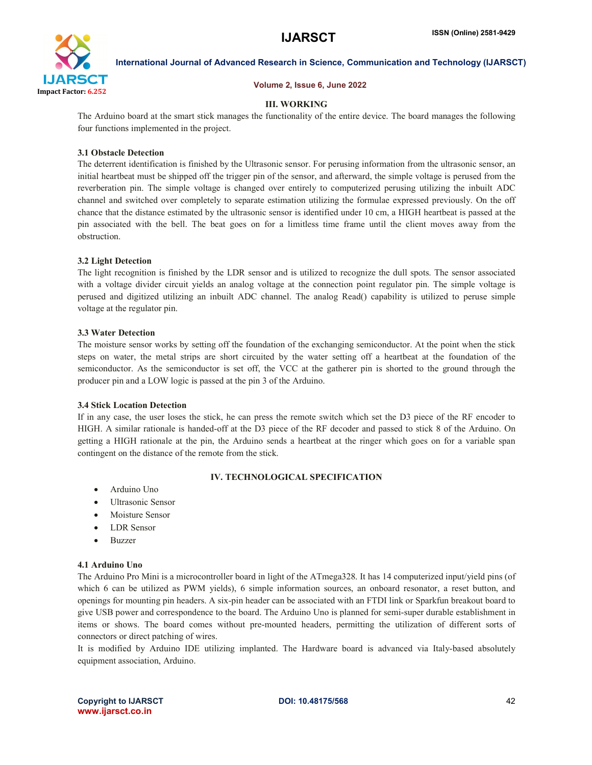## III. WORKING

The Arduino board at the smart stick manages the functionality of the entire device. The board manages the following four functions implemented in the project.

### 3.1 Obstacle Detection

The deterrent identification is finished by the Ultrasonic sensor. For perusing information from the ultrasonic sensor, an initial heartbeat must be shipped off the trigger pin of the sensor, and afterward, the simple voltage is perused from the reverberation pin. The simple voltage is changed over entirely to computerized perusing utilizing the inbuilt ADC channel and switched over completely to separate estimation utilizing the formulae expressed previously. On the off chance that the distance estimated by the ultrasonic sensor is identified under 10 cm, a HIGH heartbeat is passed at the pin associated with the bell. The beat goes on for a limitless time frame until the client moves away from the obstruction.

### 3.2 Light Detection

The light recognition is finished by the LDR sensor and is utilized to recognize the dull spots. The sensor associated with a voltage divider circuit yields an analog voltage at the connection point regulator pin. The simple voltage is perused and digitized utilizing an inbuilt ADC channel. The analog Read() capability is utilized to peruse simple voltage at the regulator pin.

### 3.3 Water Detection

The moisture sensor works by setting off the foundation of the exchanging semiconductor. At the point when the stick steps on water, the metal strips are short circuited by the water setting off a heartbeat at the foundation of the semiconductor. As the semiconductor is set off, the VCC at the gatherer pin is shorted to the ground through the producer pin and a LOW logic is passed at the pin 3 of the Arduino.

### 3.4 Stick Location Detection

If in any case, the user loses the stick, he can press the remote switch which set the D3 piece of the RF encoder to HIGH. A similar rationale is handed-off at the D3 piece of the RF decoder and passed to stick 8 of the Arduino. On getting a HIGH rationale at the pin, the Arduino sends a heartbeat at the ringer which goes on for a variable span contingent on the distance of the remote from the stick.

## IV. TECHNOLOGICAL SPECIFICATION

- Arduino Uno
- Ultrasonic Sensor
- Moisture Sensor
- LDR Sensor
- Buzzer

### 4.1 Arduino Uno

The Arduino Pro Mini is a microcontroller board in light of the ATmega328. It has 14 computerized input/yield pins (of which 6 can be utilized as PWM yields), 6 simple information sources, an onboard resonator, a reset button, and openings for mounting pin headers. A six-pin header can be associated with an FTDI link or Sparkfun breakout board to give USB power and correspondence to the board. The Arduino Uno is planned for semi-super durable establishment in items or shows. The board comes without pre-mounted headers, permitting the utilization of different sorts of connectors or direct patching of wires.

It is modified by Arduino IDE utilizing implanted. The Hardware board is advanced via Italy-based absolutely equipment association, Arduino.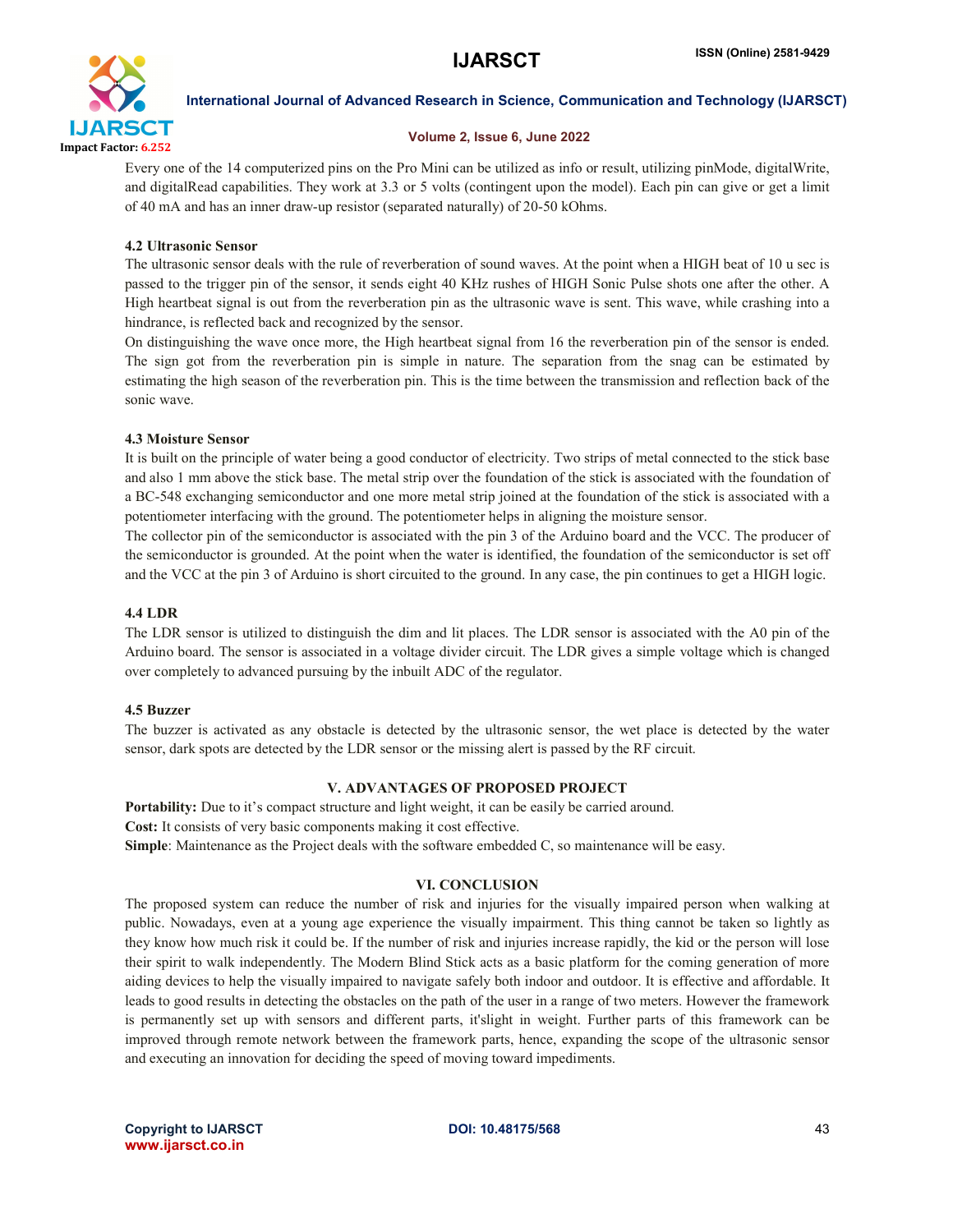Every one of the 14 computerized pins on the Pro Mini can be utilized as info or result, utilizing pinMode, digitalWrite, and digitalRead capabilities. They work at 3.3 or 5 volts (contingent upon the model). Each pin can give or get a limit of 40 mA and has an inner draw-up resistor (separated naturally) of 20-50 kOhms.

### 4.2 Ultrasonic Sensor

The ultrasonic sensor deals with the rule of reverberation of sound waves. At the point when a HIGH beat of 10 u sec is passed to the trigger pin of the sensor, it sends eight 40 KHz rushes of HIGH Sonic Pulse shots one after the other. A High heartbeat signal is out from the reverberation pin as the ultrasonic wave is sent. This wave, while crashing into a hindrance, is reflected back and recognized by the sensor.

On distinguishing the wave once more, the High heartbeat signal from 16 the reverberation pin of the sensor is ended. The sign got from the reverberation pin is simple in nature. The separation from the snag can be estimated by estimating the high season of the reverberation pin. This is the time between the transmission and reflection back of the sonic wave.

### 4.3 Moisture Sensor

It is built on the principle of water being a good conductor of electricity. Two strips of metal connected to the stick base and also 1 mm above the stick base. The metal strip over the foundation of the stick is associated with the foundation of a BC-548 exchanging semiconductor and one more metal strip joined at the foundation of the stick is associated with a potentiometer interfacing with the ground. The potentiometer helps in aligning the moisture sensor.

The collector pin of the semiconductor is associated with the pin 3 of the Arduino board and the VCC. The producer of the semiconductor is grounded. At the point when the water is identified, the foundation of the semiconductor is set off and the VCC at the pin 3 of Arduino is short circuited to the ground. In any case, the pin continues to get a HIGH logic.

### 4.4 LDR

The LDR sensor is utilized to distinguish the dim and lit places. The LDR sensor is associated with the A0 pin of the Arduino board. The sensor is associated in a voltage divider circuit. The LDR gives a simple voltage which is changed over completely to advanced pursuing by the inbuilt ADC of the regulator.

### 4.5 Buzzer

The buzzer is activated as any obstacle is detected by the ultrasonic sensor, the wet place is detected by the water sensor, dark spots are detected by the LDR sensor or the missing alert is passed by the RF circuit.

## V. ADVANTAGES OF PROPOSED PROJECT

**Portability:** Due to it's compact structure and light weight, it can be easily be carried around.

**Cost:** It consists of very basic components making it cost effective.

**Simple**: Maintenance as the Project deals with the software embedded C, so maintenance will be easy.

## VI. CONCLUSION

The proposed system can reduce the number of risk and injuries for the visually impaired person when walking at public. Nowadays, even at a young age experience the visually impairment. This thing cannot be taken so lightly as they know how much risk it could be. If the number of risk and injuries increase rapidly, the kid or the person will lose their spirit to walk independently. The Modern Blind Stick acts as a basic platform for the coming generation of more aiding devices to help the visually impaired to navigate safely both indoor and outdoor. It is effective and affordable. It leads to good results in detecting the obstacles on the path of the user in a range of two meters. However the framework is permanently set up with sensors and different parts, it'slight in weight. Further parts of this framework can be improved through remote network between the framework parts, hence, expanding the scope of the ultrasonic sensor and executing an innovation for deciding the speed of moving toward impediments.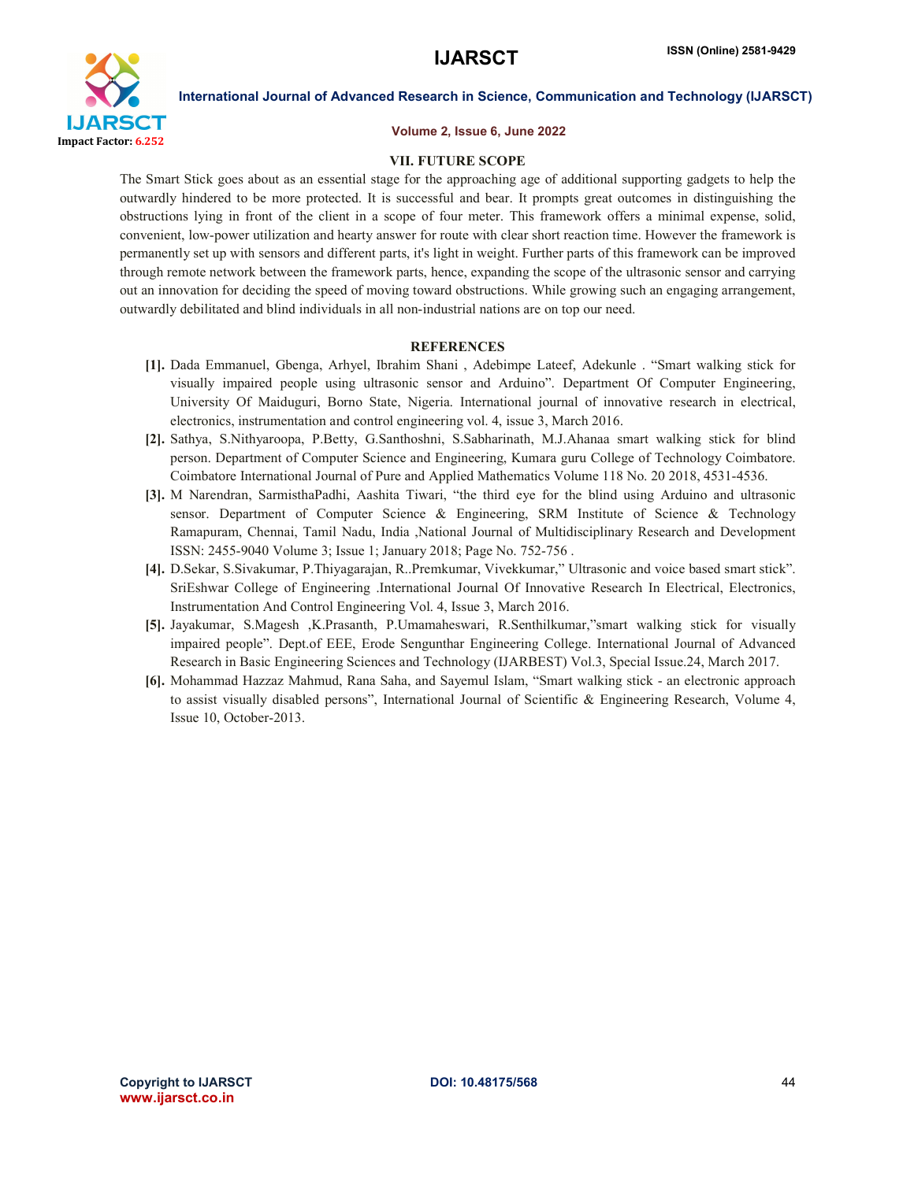## VII. FUTURE SCOPE

The Smart Stick goes about as an essential stage for the approaching age of additional supporting gadgets to help the outwardly hindered to be more protected. It is successful and bear. It prompts great outcomes in distinguishing the obstructions lying in front of the client in a scope of four meter. This framework offers a minimal expense, solid, convenient, low-power utilization and hearty answer for route with clear short reaction time. However the framework is permanently set up with sensors and different parts, it's light in weight. Further parts of this framework can be improved through remote network between the framework parts, hence, expanding the scope of the ultrasonic sensor and carrying out an innovation for deciding the speed of moving toward obstructions. While growing such an engaging arrangement, outwardly debilitated and blind individuals in all non-industrial nations are on top our need.

## REFERENCES

**[1].** Dada Emmanuel, Gbenga, Arhyel, Ibrahim Shani , Adebimpe Lateef, Adekunle . "Smart walking stick for visually impaired people using ultrasonic sensor and Arduino". Department Of Computer Engineering, University Of Maiduguri, Borno State, Nigeria. International journal of innovative research in electrical, electronics, instrumentation and control engineering vol. 4, issue 3, March 2016.

**[2].** Sathya, S.Nithyaroopa, P.Betty, G.Santhoshni, S.Sabharinath, M.J.Ahanaa smart walking stick for blind person. Department of Computer Science and Engineering, Kumara guru College of Technology Coimbatore. Coimbatore International Journal of Pure and Applied Mathematics Volume 118 No. 20 2018, 4531-4536.

**[3].** M Narendran, SarmisthaPadhi, Aashita Tiwari, "the third eye for the blind using Arduino and ultrasonic sensor. Department of Computer Science & Engineering, SRM Institute of Science & Technology Ramapuram, Chennai, Tamil Nadu, India ,National Journal of Multidisciplinary Research and Development ISSN: 2455-9040 Volume 3; Issue 1; January 2018; Page No. 752-756 .

**[4].** D.Sekar, S.Sivakumar, P.Thiyagarajan, R..Premkumar, Vivekkumar," Ultrasonic and voice based smart stick". SriEshwar College of Engineering .International Journal Of Innovative Research In Electrical, Electronics, Instrumentation And Control Engineering Vol. 4, Issue 3, March 2016.

**[5].** Jayakumar, S.Magesh ,K.Prasanth, P.Umamaheswari, R.Senthilkumar,"smart walking stick for visually impaired people". Dept.of EEE, Erode Sengunthar Engineering College. International Journal of Advanced Research in Basic Engineering Sciences and Technology (IJARBEST) Vol.3, Special Issue.24, March 2017.

**[6].** Mohammad Hazzaz Mahmud, Rana Saha, and Sayemul Islam, "Smart walking stick - an electronic approach to assist visually disabled persons", International Journal of Scientific & Engineering Research, Volume 4, Issue 10, October-2013.